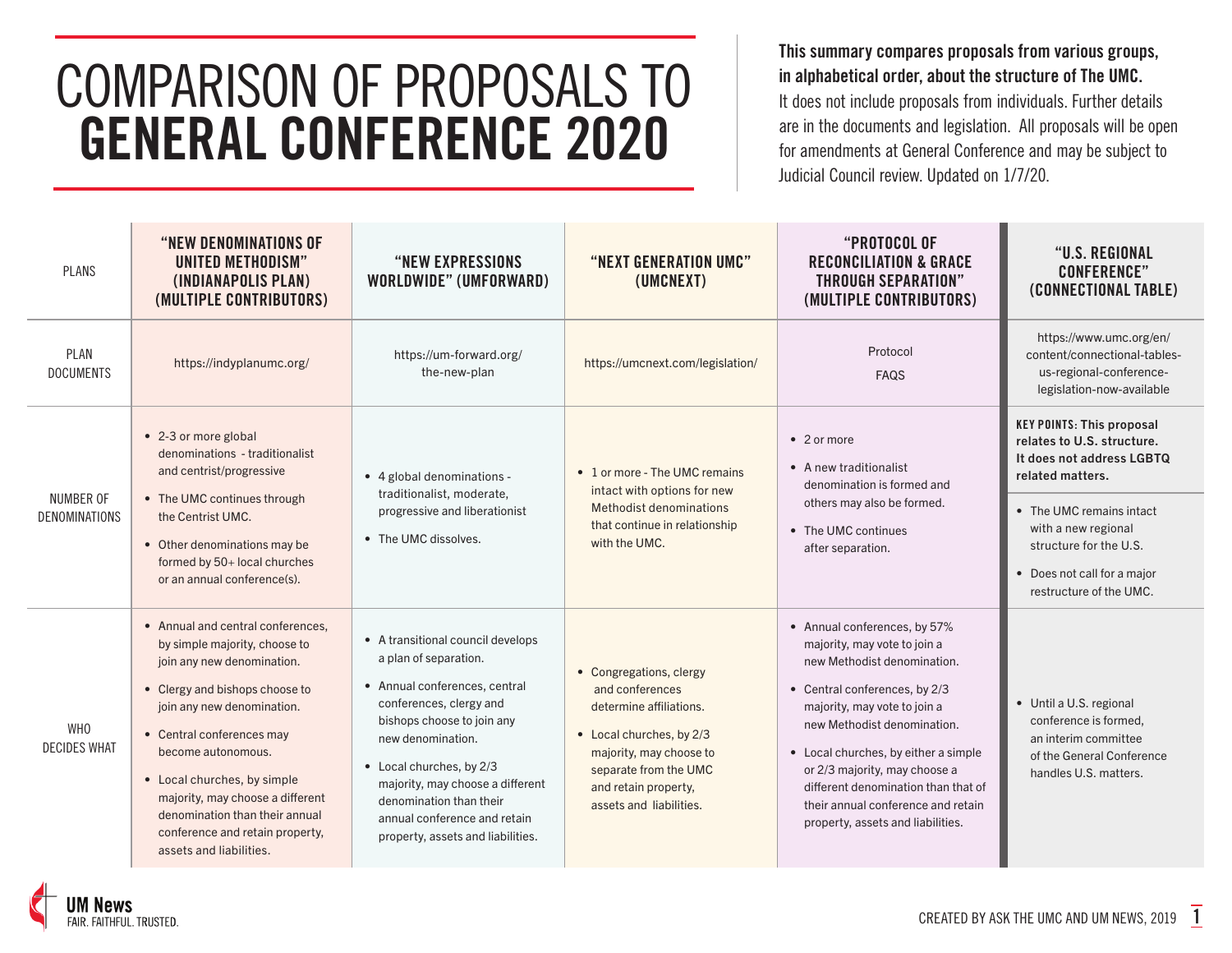# COMPARISON OF PROPOSALS TO GENERAL CONFERENCE 2020

**This summary compares proposals from various groups, in alphabetical order, about the structure of The UMC.** It does not include proposals from individuals. Further details are in the documents and legislation. All proposals will be open for amendments at General Conference and may be subject to Judicial Council review. Updated on 1/7/20.

| PLANS | "NEW DENOMINATIONS OF UNITED METHODISM" (INDIANAPOLIS PLAN) (MULTIPLE CONTRIBUTORS) | "NEW EXPRESSIONS WORLDWIDE" (UMFORWARD) | "NEXT GENERATION UMC" (UMCNEXT) | "PROTOCOL OF RECONCILIATION & GRACE THROUGH SEPARATION" (MULTIPLE CONTRIBUTORS) | "U.S. REGIONAL CONFERENCE" (CONNECTIONAL TABLE) |
|---|---|---|---|---|---|
| PLAN DOCUMENTS | https://indyplanumc.org/ | https://um-forward.org/the-new-plan | https://umcnext.com/legislation/ | Protocol<br>FAQS | https://www.umc.org/en/content/connectional-tables-us-regional-conference-legislation-now-available |
| NUMBER OF DENOMINATIONS | • 2-3 or more global denominations - traditionalist and centrist/progressive<br>• The UMC continues through the Centrist UMC.<br>• Other denominations may be formed by 50+ local churches or an annual conference(s). | • 4 global denominations - traditionalist, moderate, progressive and liberationist<br>• The UMC dissolves. | • 1 or more - The UMC remains intact with options for new Methodist denominations that continue in relationship with the UMC. | • 2 or more<br>• A new traditionalist denomination is formed and others may also be formed.<br>• The UMC continues after separation. | **KEY POINTS: This proposal relates to U.S. structure. It does not address LGBTQ related matters.**<br>• The UMC remains intact with a new regional structure for the U.S.<br>• Does not call for a major restructure of the UMC. |
| WHO DECIDES WHAT | • Annual and central conferences, by simple majority, choose to join any new denomination.<br>• Clergy and bishops choose to join any new denomination.<br>• Central conferences may become autonomous.<br>• Local churches, by simple majority, may choose a different denomination than their annual conference and retain property, assets and liabilities. | • A transitional council develops a plan of separation.<br>• Annual conferences, central conferences, clergy and bishops choose to join any new denomination.<br>• Local churches, by 2/3 majority, may choose a different denomination than their annual conference and retain property, assets and liabilities. | • Congregations, clergy and conferences determine affiliations.<br>• Local churches, by 2/3 majority, may choose to separate from the UMC and retain property, assets and liabilities. | • Annual conferences, by 57% majority, may vote to join a new Methodist denomination.<br>• Central conferences, by 2/3 majority, may vote to join a new Methodist denomination.<br>• Local churches, by either a simple or 2/3 majority, may choose a different denomination than that of their annual conference and retain property, assets and liabilities. | • Until a U.S. regional conference is formed, an interim committee of the General Conference handles U.S. matters. |

UM News
FAIR. FAITHFUL. TRUSTED.

CREATED BY ASK THE UMC AND UM NEWS, 2019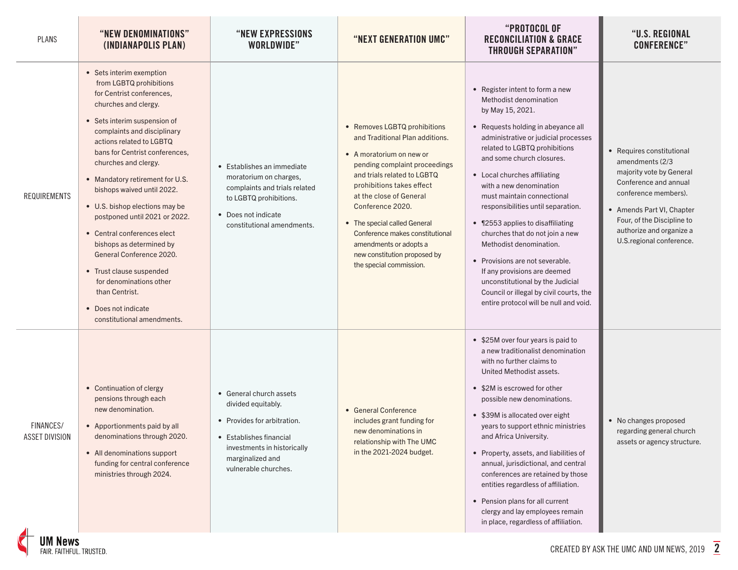| PLANS | "NEW DENOMINATIONS" (INDIANAPOLIS PLAN) | "NEW EXPRESSIONS WORLDWIDE" | "NEXT GENERATION UMC" | "PROTOCOL OF RECONCILIATION & GRACE THROUGH SEPARATION" | "U.S. REGIONAL CONFERENCE" |
|---|---|---|---|---|---|
| REQUIREMENTS | • Sets interim exemption from LGBTQ prohibitions for Centrist conferences, churches and clergy.<br>• Sets interim suspension of complaints and disciplinary actions related to LGBTQ bans for Centrist conferences, churches and clergy.<br>• Mandatory retirement for U.S. bishops waived until 2022.<br>• U.S. bishop elections may be postponed until 2021 or 2022.<br>• Central conferences elect bishops as determined by General Conference 2020.<br>• Trust clause suspended for denominations other than Centrist.<br>• Does not indicate constitutional amendments. | • Establishes an immediate moratorium on charges, complaints and trials related to LGBTQ prohibitions.<br>• Does not indicate constitutional amendments. | • Removes LGBTQ prohibitions and Traditional Plan additions.<br>• A moratorium on new or pending complaint proceedings and trials related to LGBTQ prohibitions takes effect at the close of General Conference 2020.<br>• The special called General Conference makes constitutional amendments or adopts a new constitution proposed by the special commission. | • Register intent to form a new Methodist denomination by May 15, 2021.<br>• Requests holding in abeyance all administrative or judicial processes related to LGBTQ prohibitions and some church closures.<br>• Local churches affiliating with a new denomination must maintain connectional responsibilities until separation.<br>• ¶2553 applies to disaffiliating churches that do not join a new Methodist denomination.<br>• Provisions are not severable. If any provisions are deemed unconstitutional by the Judicial Council or illegal by civil courts, the entire protocol will be null and void. | • Requires constitutional amendments (2/3 majority vote by General Conference and annual conference members).<br>• Amends Part VI, Chapter Four, of the Discipline to authorize and organize a U.S.regional conference. |
| FINANCES/ ASSET DIVISION | • Continuation of clergy pensions through each new denomination.<br>• Apportionments paid by all denominations through 2020.<br>• All denominations support funding for central conference ministries through 2024. | • General church assets divided equitably.<br>• Provides for arbitration.<br>• Establishes financial investments in historically marginalized and vulnerable churches. | • General Conference includes grant funding for new denominations in relationship with The UMC in the 2021-2024 budget. | • $25M over four years is paid to a new traditionalist denomination with no further claims to United Methodist assets.<br>• $2M is escrowed for other possible new denominations.<br>• $39M is allocated over eight years to support ethnic ministries and Africa University.<br>• Property, assets, and liabilities of annual, jurisdictional, and central conferences are retained by those entities regardless of affiliation.<br>• Pension plans for all current clergy and lay employees remain in place, regardless of affiliation. | • No changes proposed regarding general church assets or agency structure. |

UM News
FAIR. FAITHFUL. TRUSTED.

CREATED BY ASK THE UMC AND UM NEWS, 2019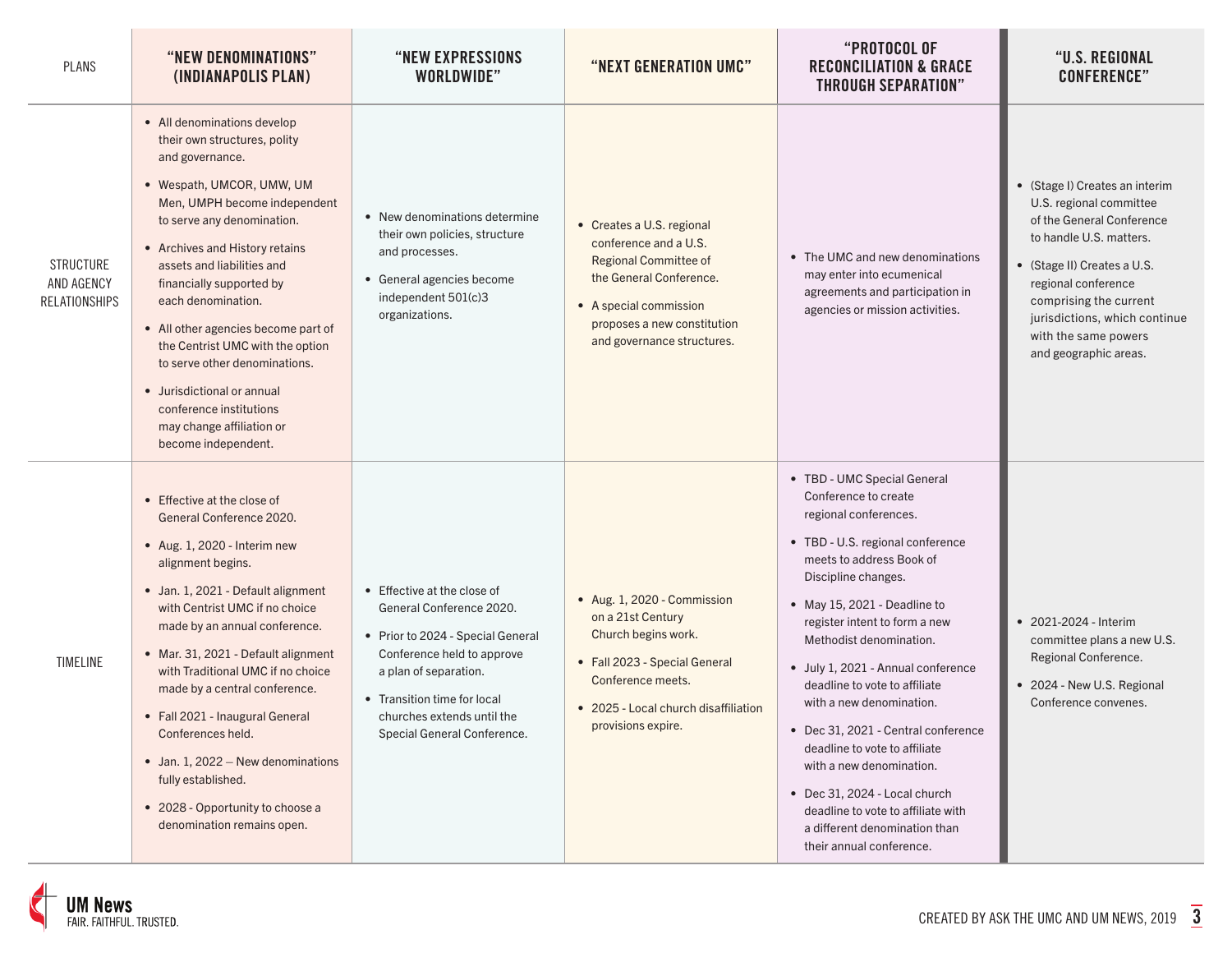| PLANS | "NEW DENOMINATIONS" (INDIANAPOLIS PLAN) | "NEW EXPRESSIONS WORLDWIDE" | "NEXT GENERATION UMC" | "PROTOCOL OF RECONCILIATION & GRACE THROUGH SEPARATION" | "U.S. REGIONAL CONFERENCE" |
|---|---|---|---|---|---|
| STRUCTURE AND AGENCY RELATIONSHIPS | • All denominations develop their own structures, polity and governance.<br>• Wespath, UMCOR, UMW, UM Men, UMPH become independent to serve any denomination.<br>• Archives and History retains assets and liabilities and financially supported by each denomination.<br>• All other agencies become part of the Centrist UMC with the option to serve other denominations.<br>• Jurisdictional or annual conference institutions may change affiliation or become independent. | • New denominations determine their own policies, structure and processes.<br>• General agencies become independent 501(c)3 organizations. | • Creates a U.S. regional conference and a U.S. Regional Committee of the General Conference.<br>• A special commission proposes a new constitution and governance structures. | • The UMC and new denominations may enter into ecumenical agreements and participation in agencies or mission activities. | • (Stage I) Creates an interim U.S. regional committee of the General Conference to handle U.S. matters.<br>• (Stage II) Creates a U.S. regional conference comprising the current jurisdictions, which continue with the same powers and geographic areas. |
| TIMELINE | • Effective at the close of General Conference 2020.<br>• Aug. 1, 2020 - Interim new alignment begins.<br>• Jan. 1, 2021 - Default alignment with Centrist UMC if no choice made by an annual conference.<br>• Mar. 31, 2021 - Default alignment with Traditional UMC if no choice made by a central conference.<br>• Fall 2021 - Inaugural General Conferences held.<br>• Jan. 1, 2022 – New denominations fully established.<br>• 2028 - Opportunity to choose a denomination remains open. | • Effective at the close of General Conference 2020.<br>• Prior to 2024 - Special General Conference held to approve a plan of separation.<br>• Transition time for local churches extends until the Special General Conference. | • Aug. 1, 2020 - Commission on a 21st Century Church begins work.<br>• Fall 2023 - Special General Conference meets.<br>• 2025 - Local church disaffiliation provisions expire. | • TBD - UMC Special General Conference to create regional conferences.<br>• TBD - U.S. regional conference meets to address Book of Discipline changes.<br>• May 15, 2021 - Deadline to register intent to form a new Methodist denomination.<br>• July 1, 2021 - Annual conference deadline to vote to affiliate with a new denomination.<br>• Dec 31, 2021 - Central conference deadline to vote to affiliate with a new denomination.<br>• Dec 31, 2024 - Local church deadline to vote to affiliate with a different denomination than their annual conference. | • 2021-2024 - Interim committee plans a new U.S. Regional Conference.<br>• 2024 - New U.S. Regional Conference convenes. |

UM News
FAIR. FAITHFUL. TRUSTED.

CREATED BY ASK THE UMC AND UM NEWS, 2019